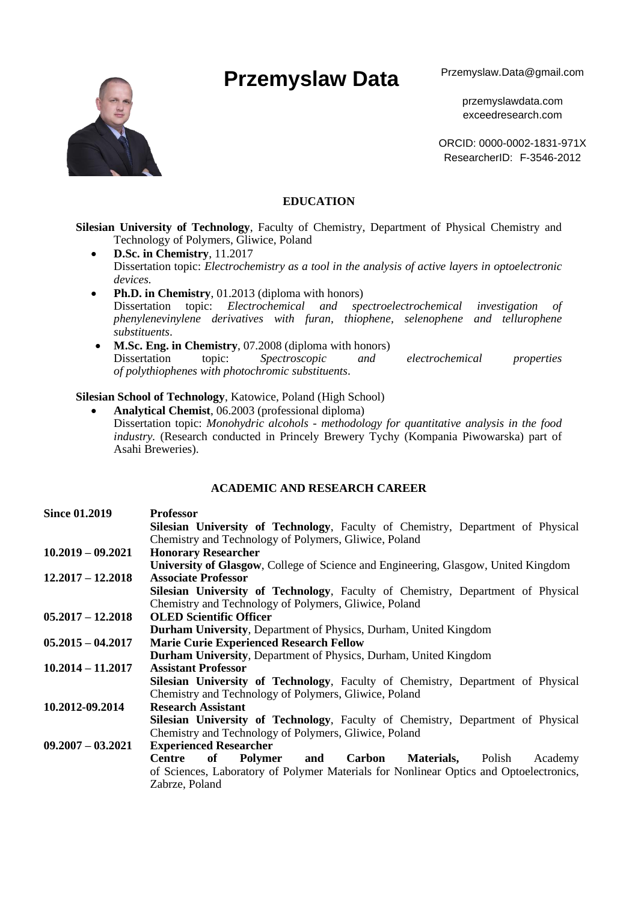# Przemyslaw Data

Przemyslaw.Data@gmail.com

przemyslawdata.com
exceedresearch.com

ORCID: 0000-0002-1831-971X
ResearcherID: F-3546-2012

## EDUCATION

**Silesian University of Technology**, Faculty of Chemistry, Department of Physical Chemistry and Technology of Polymers, Gliwice, Poland

- **D.Sc. in Chemistry**, 11.2017
  Dissertation topic: *Electrochemistry as a tool in the analysis of active layers in optoelectronic devices.*
- **Ph.D. in Chemistry**, 01.2013 (diploma with honors)
  Dissertation topic: *Electrochemical and spectroelectrochemical investigation of phenylenevinylene derivatives with furan, thiophene, selenophene and tellurophene substituents*.
- **M.Sc. Eng. in Chemistry**, 07.2008 (diploma with honors)
  Dissertation topic: *Spectroscopic and electrochemical properties of polythiophenes with photochromic substituents*.

**Silesian School of Technology**, Katowice, Poland (High School)

- **Analytical Chemist**, 06.2003 (professional diploma)
  Dissertation topic: *Monohydric alcohols - methodology for quantitative analysis in the food industry.* (Research conducted in Princely Brewery Tychy (Kompania Piwowarska) part of Asahi Breweries).

## ACADEMIC AND RESEARCH CAREER

**Since 01.2019** — **Professor**
**Silesian University of Technology**, Faculty of Chemistry, Department of Physical Chemistry and Technology of Polymers, Gliwice, Poland

**10.2019 – 09.2021** — **Honorary Researcher**
**University of Glasgow**, College of Science and Engineering, Glasgow, United Kingdom

**12.2017 – 12.2018** — **Associate Professor**
**Silesian University of Technology**, Faculty of Chemistry, Department of Physical Chemistry and Technology of Polymers, Gliwice, Poland

**05.2017 – 12.2018** — **OLED Scientific Officer**
**Durham University**, Department of Physics, Durham, United Kingdom

**05.2015 – 04.2017** — **Marie Curie Experienced Research Fellow**
**Durham University**, Department of Physics, Durham, United Kingdom

**10.2014 – 11.2017** — **Assistant Professor**
**Silesian University of Technology**, Faculty of Chemistry, Department of Physical Chemistry and Technology of Polymers, Gliwice, Poland

**10.2012-09.2014** — **Research Assistant**
**Silesian University of Technology**, Faculty of Chemistry, Department of Physical Chemistry and Technology of Polymers, Gliwice, Poland

**09.2007 – 03.2021** — **Experienced Researcher**
**Centre of Polymer and Carbon Materials,** Polish Academy of Sciences, Laboratory of Polymer Materials for Nonlinear Optics and Optoelectronics, Zabrze, Poland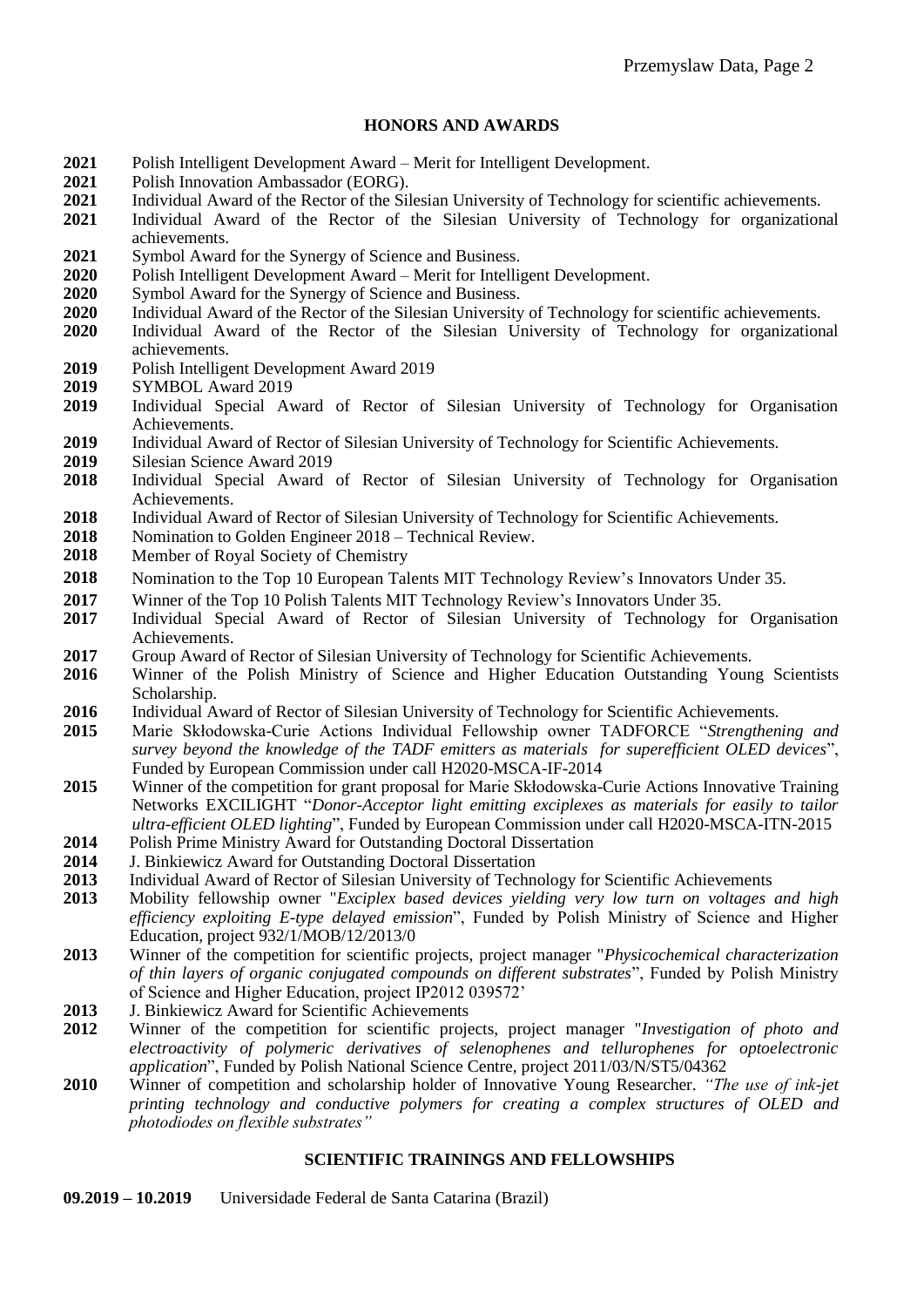## HONORS AND AWARDS

**2021** Polish Intelligent Development Award – Merit for Intelligent Development.
**2021** Polish Innovation Ambassador (EORG).
**2021** Individual Award of the Rector of the Silesian University of Technology for scientific achievements.
**2021** Individual Award of the Rector of the Silesian University of Technology for organizational achievements.
**2021** Symbol Award for the Synergy of Science and Business.
**2020** Polish Intelligent Development Award – Merit for Intelligent Development.
**2020** Symbol Award for the Synergy of Science and Business.
**2020** Individual Award of the Rector of the Silesian University of Technology for scientific achievements.
**2020** Individual Award of the Rector of the Silesian University of Technology for organizational achievements.
**2019** Polish Intelligent Development Award 2019
**2019** SYMBOL Award 2019
**2019** Individual Special Award of Rector of Silesian University of Technology for Organisation Achievements.
**2019** Individual Award of Rector of Silesian University of Technology for Scientific Achievements.
**2019** Silesian Science Award 2019
**2018** Individual Special Award of Rector of Silesian University of Technology for Organisation Achievements.
**2018** Individual Award of Rector of Silesian University of Technology for Scientific Achievements.
**2018** Nomination to Golden Engineer 2018 – Technical Review.
**2018** Member of Royal Society of Chemistry
**2018** Nomination to the Top 10 European Talents MIT Technology Review's Innovators Under 35.
**2017** Winner of the Top 10 Polish Talents MIT Technology Review's Innovators Under 35.
**2017** Individual Special Award of Rector of Silesian University of Technology for Organisation Achievements.
**2017** Group Award of Rector of Silesian University of Technology for Scientific Achievements.
**2016** Winner of the Polish Ministry of Science and Higher Education Outstanding Young Scientists Scholarship.
**2016** Individual Award of Rector of Silesian University of Technology for Scientific Achievements.
**2015** Marie Skłodowska-Curie Actions Individual Fellowship owner TADFORCE "*Strengthening and survey beyond the knowledge of the TADF emitters as materials for superefficient OLED devices*", Funded by European Commission under call H2020-MSCA-IF-2014
**2015** Winner of the competition for grant proposal for Marie Skłodowska-Curie Actions Innovative Training Networks EXCILIGHT "*Donor-Acceptor light emitting exciplexes as materials for easily to tailor ultra-efficient OLED lighting*", Funded by European Commission under call H2020-MSCA-ITN-2015
**2014** Polish Prime Ministry Award for Outstanding Doctoral Dissertation
**2014** J. Binkiewicz Award for Outstanding Doctoral Dissertation
**2013** Individual Award of Rector of Silesian University of Technology for Scientific Achievements
**2013** Mobility fellowship owner "*Exciplex based devices yielding very low turn on voltages and high efficiency exploiting E-type delayed emission*", Funded by Polish Ministry of Science and Higher Education, project 932/1/MOB/12/2013/0
**2013** Winner of the competition for scientific projects, project manager "*Physicochemical characterization of thin layers of organic conjugated compounds on different substrates*", Funded by Polish Ministry of Science and Higher Education, project IP2012 039572'
**2013** J. Binkiewicz Award for Scientific Achievements
**2012** Winner of the competition for scientific projects, project manager "*Investigation of photo and electroactivity of polymeric derivatives of selenophenes and tellurophenes for optoelectronic application*", Funded by Polish National Science Centre, project 2011/03/N/ST5/04362
**2010** Winner of competition and scholarship holder of Innovative Young Researcher. *"The use of ink-jet printing technology and conductive polymers for creating a complex structures of OLED and photodiodes on flexible substrates"*

## SCIENTIFIC TRAININGS AND FELLOWSHIPS

**09.2019 – 10.2019** Universidade Federal de Santa Catarina (Brazil)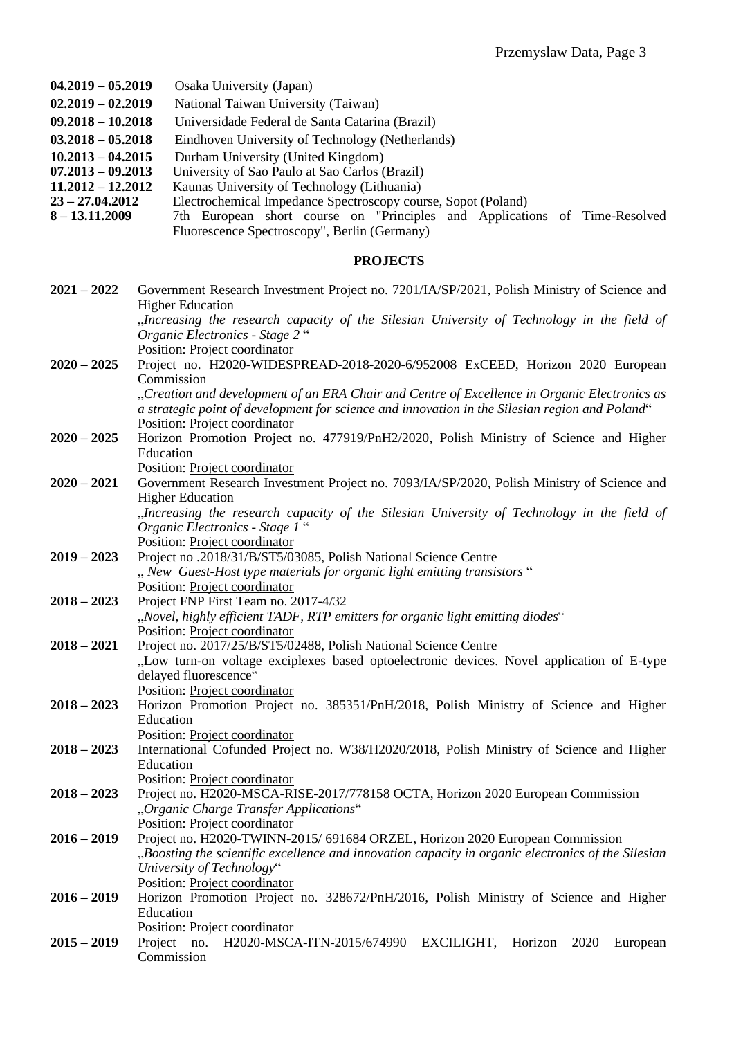**04.2019 – 05.2019** Osaka University (Japan)

**02.2019 – 02.2019** National Taiwan University (Taiwan)

**09.2018 – 10.2018** Universidade Federal de Santa Catarina (Brazil)

**03.2018 – 05.2018** Eindhoven University of Technology (Netherlands)

**10.2013 – 04.2015** Durham University (United Kingdom)

**07.2013 – 09.2013** University of Sao Paulo at Sao Carlos (Brazil)

**11.2012 – 12.2012** Kaunas University of Technology (Lithuania)

**23 – 27.04.2012** Electrochemical Impedance Spectroscopy course, Sopot (Poland)

**8 – 13.11.2009** 7th European short course on "Principles and Applications of Time-Resolved Fluorescence Spectroscopy", Berlin (Germany)

## PROJECTS

**2021 – 2022** Government Research Investment Project no. 7201/IA/SP/2021, Polish Ministry of Science and Higher Education
„*Increasing the research capacity of the Silesian University of Technology in the field of Organic Electronics - Stage 2* "
Position: Project coordinator

**2020 – 2025** Project no. H2020-WIDESPREAD-2018-2020-6/952008 ExCEED, Horizon 2020 European Commission
„*Creation and development of an ERA Chair and Centre of Excellence in Organic Electronics as a strategic point of development for science and innovation in the Silesian region and Poland*"
Position: Project coordinator

**2020 – 2025** Horizon Promotion Project no. 477919/PnH2/2020, Polish Ministry of Science and Higher Education
Position: Project coordinator

**2020 – 2021** Government Research Investment Project no. 7093/IA/SP/2020, Polish Ministry of Science and Higher Education
„*Increasing the research capacity of the Silesian University of Technology in the field of Organic Electronics - Stage 1* "
Position: Project coordinator

**2019 – 2023** Project no .2018/31/B/ST5/03085, Polish National Science Centre
„ *New Guest-Host type materials for organic light emitting transistors* "
Position: Project coordinator

**2018 – 2023** Project FNP First Team no. 2017-4/32
„*Novel, highly efficient TADF, RTP emitters for organic light emitting diodes*"
Position: Project coordinator

**2018 – 2021** Project no. 2017/25/B/ST5/02488, Polish National Science Centre
„Low turn-on voltage exciplexes based optoelectronic devices. Novel application of E-type delayed fluorescence"
Position: Project coordinator

**2018 – 2023** Horizon Promotion Project no. 385351/PnH/2018, Polish Ministry of Science and Higher Education
Position: Project coordinator

**2018 – 2023** International Cofunded Project no. W38/H2020/2018, Polish Ministry of Science and Higher Education
Position: Project coordinator

**2018 – 2023** Project no. H2020-MSCA-RISE-2017/778158 OCTA, Horizon 2020 European Commission
„*Organic Charge Transfer Applications*"
Position: Project coordinator

**2016 – 2019** Project no. H2020-TWINN-2015/ 691684 ORZEL, Horizon 2020 European Commission
„*Boosting the scientific excellence and innovation capacity in organic electronics of the Silesian University of Technology*"
Position: Project coordinator

**2016 – 2019** Horizon Promotion Project no. 328672/PnH/2016, Polish Ministry of Science and Higher Education
Position: Project coordinator

**2015 – 2019** Project no. H2020-MSCA-ITN-2015/674990 EXCILIGHT, Horizon 2020 European Commission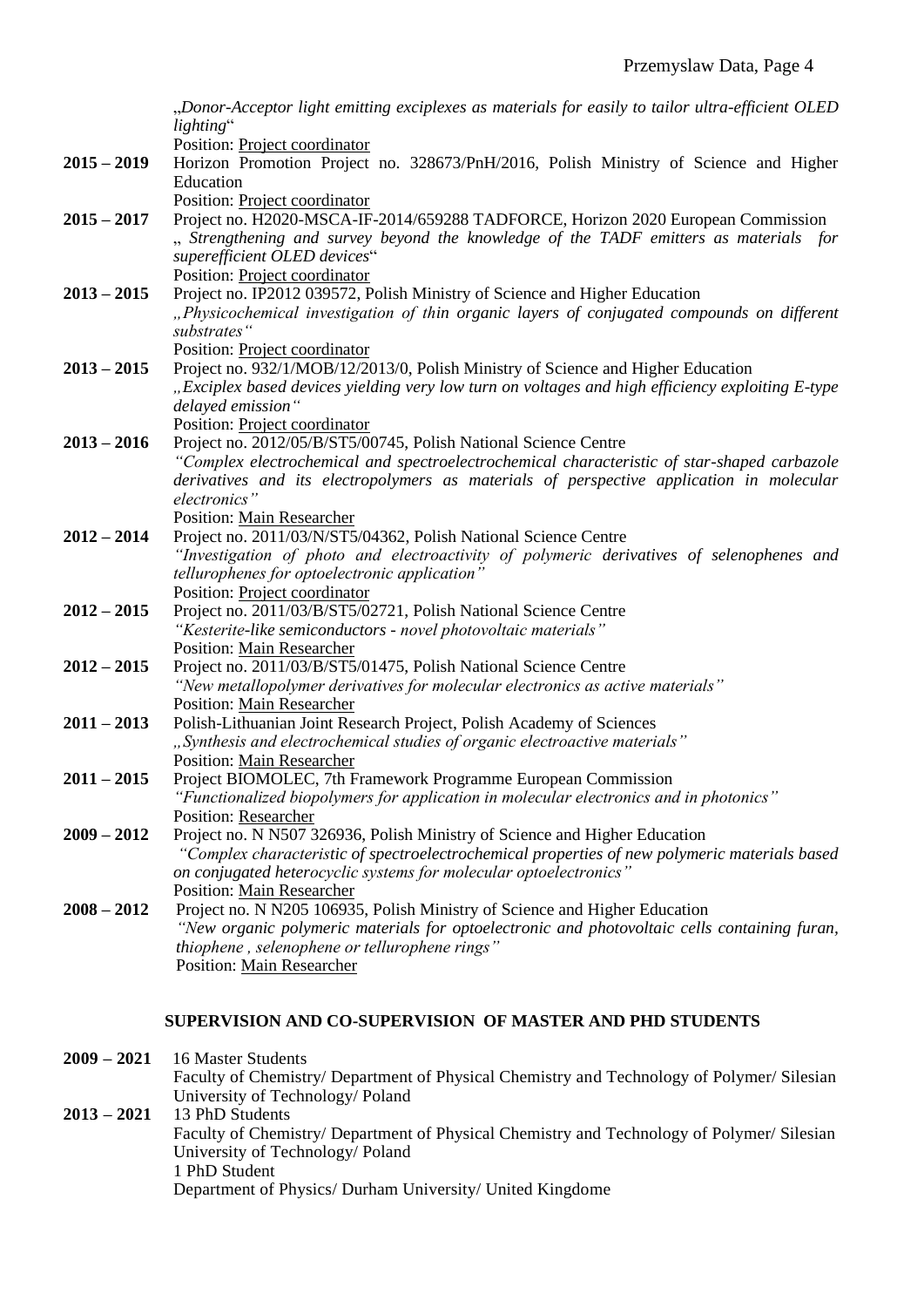„*Donor-Acceptor light emitting exciplexes as materials for easily to tailor ultra-efficient OLED lighting*"
Position: Project coordinator

**2015 – 2019** Horizon Promotion Project no. 328673/PnH/2016, Polish Ministry of Science and Higher Education
Position: Project coordinator

**2015 – 2017** Project no. H2020-MSCA-IF-2014/659288 TADFORCE, Horizon 2020 European Commission
„ *Strengthening and survey beyond the knowledge of the TADF emitters as materials for superefficient OLED devices*"
Position: Project coordinator

**2013 – 2015** Project no. IP2012 039572, Polish Ministry of Science and Higher Education
*„Physicochemical investigation of thin organic layers of conjugated compounds on different substrates"*
Position: Project coordinator

**2013 – 2015** Project no. 932/1/MOB/12/2013/0, Polish Ministry of Science and Higher Education
*„Exciplex based devices yielding very low turn on voltages and high efficiency exploiting E-type delayed emission"*
Position: Project coordinator

**2013 – 2016** Project no. 2012/05/B/ST5/00745, Polish National Science Centre
*"Complex electrochemical and spectroelectrochemical characteristic of star-shaped carbazole derivatives and its electropolymers as materials of perspective application in molecular electronics"*
Position: Main Researcher

**2012 – 2014** Project no. 2011/03/N/ST5/04362, Polish National Science Centre
*"Investigation of photo and electroactivity of polymeric derivatives of selenophenes and tellurophenes for optoelectronic application"*
Position: Project coordinator

**2012 – 2015** Project no. 2011/03/B/ST5/02721, Polish National Science Centre
*"Kesterite-like semiconductors - novel photovoltaic materials"*
Position: Main Researcher

**2012 – 2015** Project no. 2011/03/B/ST5/01475, Polish National Science Centre
*"New metallopolymer derivatives for molecular electronics as active materials"*
Position: Main Researcher

**2011 – 2013** Polish-Lithuanian Joint Research Project, Polish Academy of Sciences
*„Synthesis and electrochemical studies of organic electroactive materials"*
Position: Main Researcher

**2011 – 2015** Project BIOMOLEC, 7th Framework Programme European Commission
*"Functionalized biopolymers for application in molecular electronics and in photonics"*
Position: Researcher

**2009 – 2012** Project no. N N507 326936, Polish Ministry of Science and Higher Education
*"Complex characteristic of spectroelectrochemical properties of new polymeric materials based on conjugated heterocyclic systems for molecular optoelectronics"*
Position: Main Researcher

**2008 – 2012** Project no. N N205 106935, Polish Ministry of Science and Higher Education
*"New organic polymeric materials for optoelectronic and photovoltaic cells containing furan, thiophene , selenophene or tellurophene rings"*
Position: Main Researcher

## SUPERVISION AND CO-SUPERVISION OF MASTER AND PHD STUDENTS

**2009 – 2021** 16 Master Students
Faculty of Chemistry/ Department of Physical Chemistry and Technology of Polymer/ Silesian University of Technology/ Poland

**2013 – 2021** 13 PhD Students
Faculty of Chemistry/ Department of Physical Chemistry and Technology of Polymer/ Silesian University of Technology/ Poland
1 PhD Student
Department of Physics/ Durham University/ United Kingdome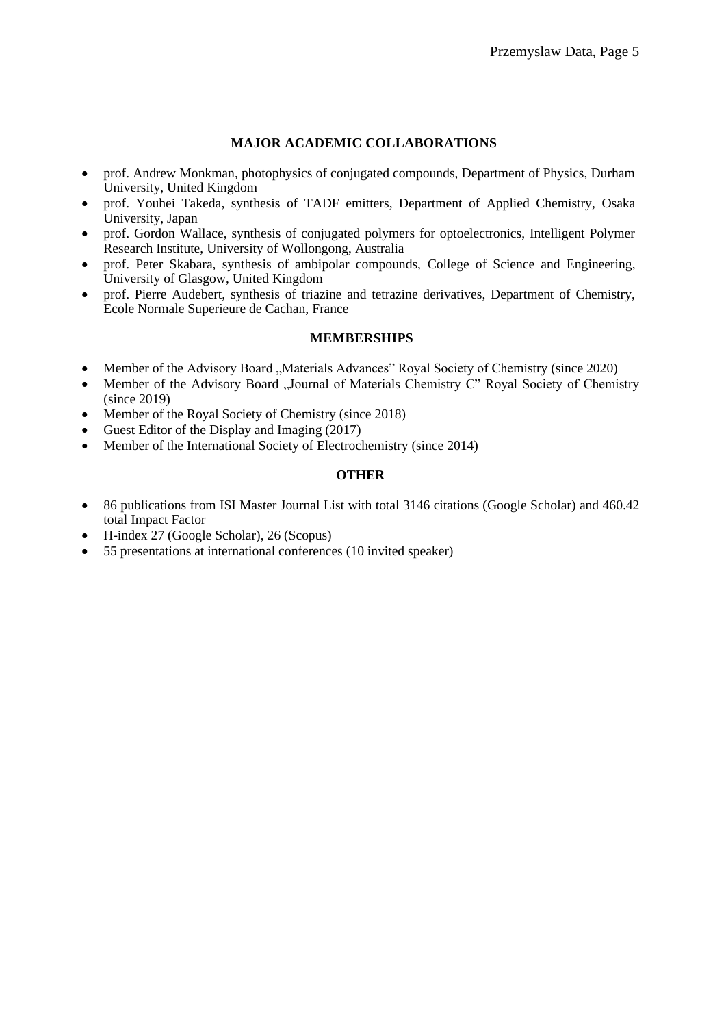## MAJOR ACADEMIC COLLABORATIONS

- prof. Andrew Monkman, photophysics of conjugated compounds, Department of Physics, Durham University, United Kingdom
- prof. Youhei Takeda, synthesis of TADF emitters, Department of Applied Chemistry, Osaka University, Japan
- prof. Gordon Wallace, synthesis of conjugated polymers for optoelectronics, Intelligent Polymer Research Institute, University of Wollongong, Australia
- prof. Peter Skabara, synthesis of ambipolar compounds, College of Science and Engineering, University of Glasgow, United Kingdom
- prof. Pierre Audebert, synthesis of triazine and tetrazine derivatives, Department of Chemistry, Ecole Normale Superieure de Cachan, France

## MEMBERSHIPS

- Member of the Advisory Board „Materials Advances" Royal Society of Chemistry (since 2020)
- Member of the Advisory Board „Journal of Materials Chemistry C" Royal Society of Chemistry (since 2019)
- Member of the Royal Society of Chemistry (since 2018)
- Guest Editor of the Display and Imaging (2017)
- Member of the International Society of Electrochemistry (since 2014)

## OTHER

- 86 publications from ISI Master Journal List with total 3146 citations (Google Scholar) and 460.42 total Impact Factor
- H-index 27 (Google Scholar), 26 (Scopus)
- 55 presentations at international conferences (10 invited speaker)